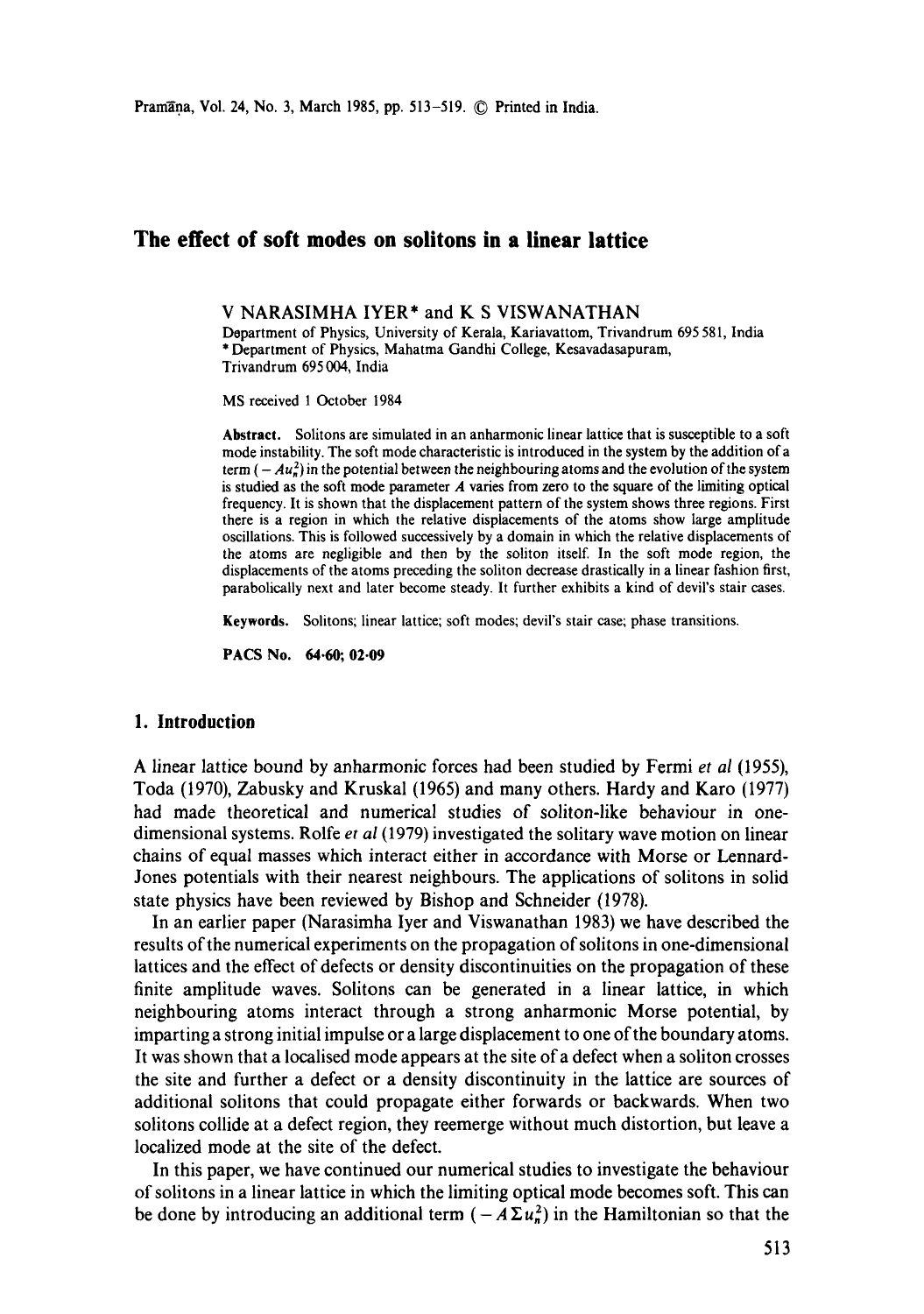# The effect of soft modes on solitons in a linear lattice

V NARASIMHA IYER* and K S VISWANATHAN

Department of Physics, University of Kerala, Kariavattom, Trivandrum 695 581, India

* Department of Physics, Mahatma Gandhi College, Kesavadasapuram, Trivandrum 695 004, India

MS received 1 October 1984

**Abstract.** Solitons are simulated in an anharmonic linear lattice that is susceptible to a soft mode instability. The soft mode characteristic is introduced in the system by the addition of a term $(-Au_n^2)$ in the potential between the neighbouring atoms and the evolution of the system is studied as the soft mode parameter $A$ varies from zero to the square of the limiting optical frequency. It is shown that the displacement pattern of the system shows three regions. First there is a region in which the relative displacements of the atoms show large amplitude oscillations. This is followed successively by a domain in which the relative displacements of the atoms are negligible and then by the soliton itself. In the soft mode region, the displacements of the atoms preceding the soliton decrease drastically in a linear fashion first, parabolically next and later become steady. It further exhibits a kind of devil's stair cases.

**Keywords.** Solitons; linear lattice; soft modes; devil's stair case; phase transitions.

**PACS No.** 64·60; 02·09

## 1. Introduction

A linear lattice bound by anharmonic forces had been studied by Fermi *et al* (1955), Toda (1970), Zabusky and Kruskal (1965) and many others. Hardy and Karo (1977) had made theoretical and numerical studies of soliton-like behaviour in one-dimensional systems. Rolfe *et al* (1979) investigated the solitary wave motion on linear chains of equal masses which interact either in accordance with Morse or Lennard-Jones potentials with their nearest neighbours. The applications of solitons in solid state physics have been reviewed by Bishop and Schneider (1978).

In an earlier paper (Narasimha Iyer and Viswanathan 1983) we have described the results of the numerical experiments on the propagation of solitons in one-dimensional lattices and the effect of defects or density discontinuities on the propagation of these finite amplitude waves. Solitons can be generated in a linear lattice, in which neighbouring atoms interact through a strong anharmonic Morse potential, by imparting a strong initial impulse or a large displacement to one of the boundary atoms. It was shown that a localised mode appears at the site of a defect when a soliton crosses the site and further a defect or a density discontinuity in the lattice are sources of additional solitons that could propagate either forwards or backwards. When two solitons collide at a defect region, they reemerge without much distortion, but leave a localized mode at the site of the defect.

In this paper, we have continued our numerical studies to investigate the behaviour of solitons in a linear lattice in which the limiting optical mode becomes soft. This can be done by introducing an additional term $(-A\Sigma u_n^2)$ in the Hamiltonian so that the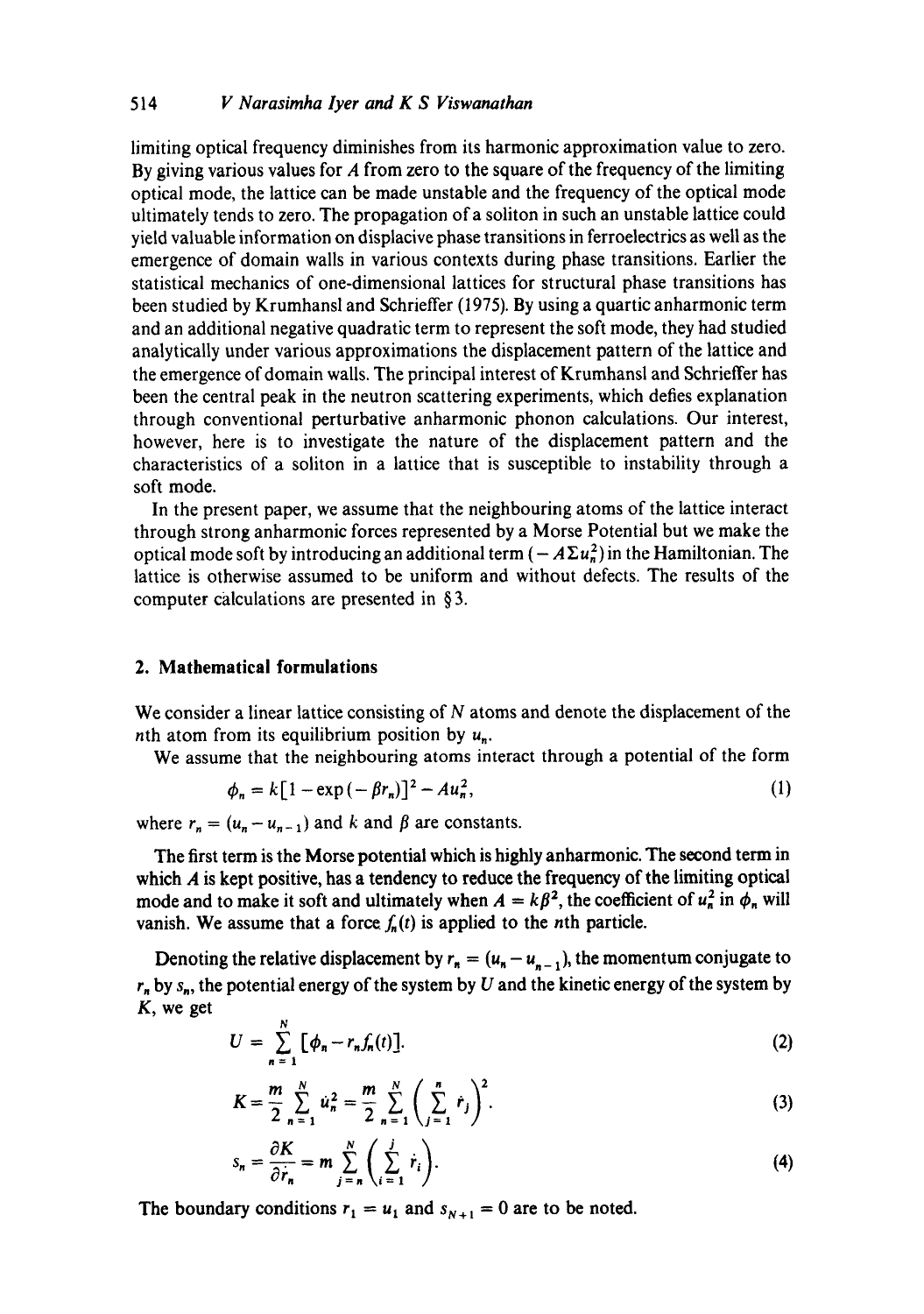limiting optical frequency diminishes from its harmonic approximation value to zero. By giving various values for $A$ from zero to the square of the frequency of the limiting optical mode, the lattice can be made unstable and the frequency of the optical mode ultimately tends to zero. The propagation of a soliton in such an unstable lattice could yield valuable information on displacive phase transitions in ferroelectrics as well as the emergence of domain walls in various contexts during phase transitions. Earlier the statistical mechanics of one-dimensional lattices for structural phase transitions has been studied by Krumhansl and Schrieffer (1975). By using a quartic anharmonic term and an additional negative quadratic term to represent the soft mode, they had studied analytically under various approximations the displacement pattern of the lattice and the emergence of domain walls. The principal interest of Krumhansl and Schrieffer has been the central peak in the neutron scattering experiments, which defies explanation through conventional perturbative anharmonic phonon calculations. Our interest, however, here is to investigate the nature of the displacement pattern and the characteristics of a soliton in a lattice that is susceptible to instability through a soft mode.

In the present paper, we assume that the neighbouring atoms of the lattice interact through strong anharmonic forces represented by a Morse Potential but we make the optical mode soft by introducing an additional term ($-A\Sigma u_n^2$) in the Hamiltonian. The lattice is otherwise assumed to be uniform and without defects. The results of the computer calculations are presented in § 3.

## 2. Mathematical formulations

We consider a linear lattice consisting of $N$ atoms and denote the displacement of the $n$th atom from its equilibrium position by $u_n$.

We assume that the neighbouring atoms interact through a potential of the form

$$\phi_n = k[1 - \exp(-\beta r_n)]^2 - A u_n^2, \tag{1}$$

where $r_n = (u_n - u_{n-1})$ and $k$ and $\beta$ are constants.

The first term is the Morse potential which is highly anharmonic. The second term in which $A$ is kept positive, has a tendency to reduce the frequency of the limiting optical mode and to make it soft and ultimately when $A = k\beta^2$, the coefficient of $u_n^2$ in $\phi_n$ will vanish. We assume that a force $f_n(t)$ is applied to the $n$th particle.

Denoting the relative displacement by $r_n = (u_n - u_{n-1})$, the momentum conjugate to $r_n$ by $s_n$, the potential energy of the system by $U$ and the kinetic energy of the system by $K$, we get

$$U = \sum_{n=1}^{N} [\phi_n - r_n f_n(t)]. \tag{2}$$

$$K = \frac{m}{2} \sum_{n=1}^{N} \dot{u}_n^2 = \frac{m}{2} \sum_{n=1}^{N} \left( \sum_{j=1}^{n} \dot{r}_j \right)^2. \tag{3}$$

$$s_n = \frac{\partial K}{\partial \dot{r}_n} = m \sum_{j=n}^{N} \left( \sum_{i=1}^{j} \dot{r}_i \right). \tag{4}$$

The boundary conditions $r_1 = u_1$ and $s_{N+1} = 0$ are to be noted.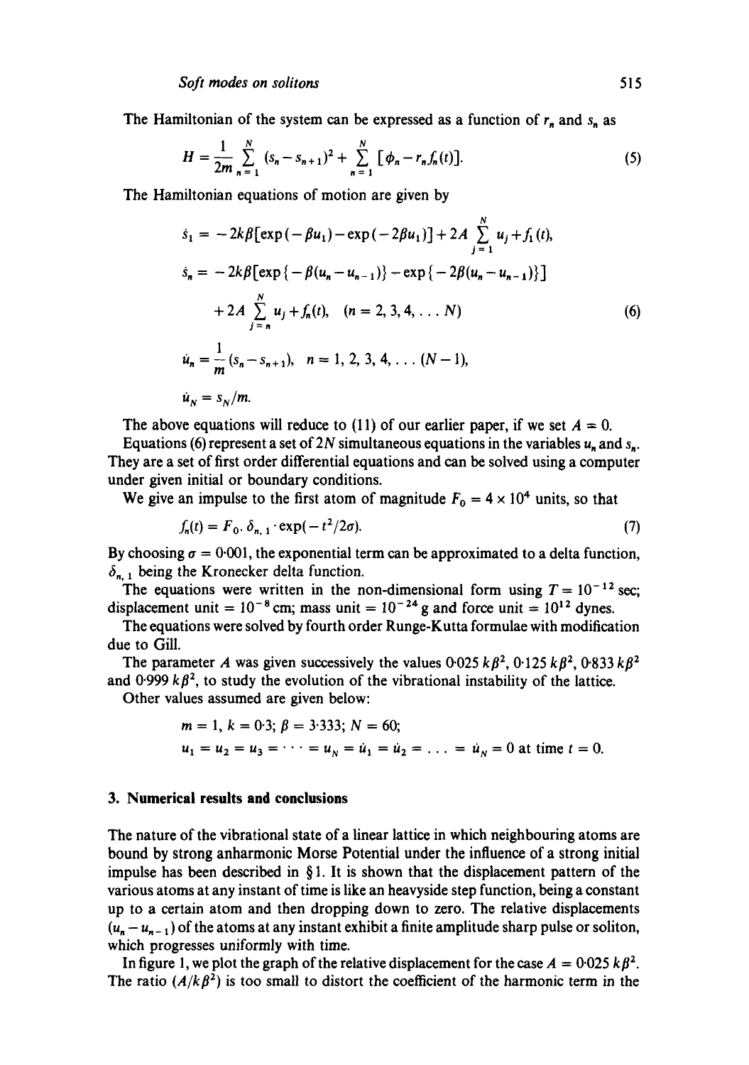The Hamiltonian of the system can be expressed as a function of $r_n$ and $s_n$ as

$$H = \frac{1}{2m}\sum_{n=1}^{N}(s_n - s_{n+1})^2 + \sum_{n=1}^{N}[\phi_n - r_n f_n(t)]. \tag{5}$$

The Hamiltonian equations of motion are given by

$$\begin{aligned}
\dot{s}_1 &= -2k\beta[\exp(-\beta u_1) - \exp(-2\beta u_1)] + 2A\sum_{j=1}^{N} u_j + f_1(t),\\
\dot{s}_n &= -2k\beta[\exp\{-\beta(u_n - u_{n-1})\} - \exp\{-2\beta(u_n - u_{n-1})\}]\\
&\quad + 2A\sum_{j=n}^{N} u_j + f_n(t), \quad (n = 2, 3, 4, \ldots N)\\
\dot{u}_n &= \frac{1}{m}(s_n - s_{n+1}), \quad n = 1, 2, 3, 4, \ldots (N-1),\\
\dot{u}_N &= s_N/m.
\end{aligned} \tag{6}$$

The above equations will reduce to (11) of our earlier paper, if we set $A = 0$.

Equations (6) represent a set of $2N$ simultaneous equations in the variables $u_n$ and $s_n$. They are a set of first order differential equations and can be solved using a computer under given initial or boundary conditions.

We give an impulse to the first atom of magnitude $F_0 = 4 \times 10^4$ units, so that

$$f_n(t) = F_0 \cdot \delta_{n,1} \cdot \exp(-t^2/2\sigma). \tag{7}$$

By choosing $\sigma = 0{\cdot}001$, the exponential term can be approximated to a delta function, $\delta_{n,1}$ being the Kronecker delta function.

The equations were written in the non-dimensional form using $T = 10^{-12}$ sec; displacement unit $= 10^{-8}$ cm; mass unit $= 10^{-24}$ g and force unit $= 10^{12}$ dynes.

The equations were solved by fourth order Runge-Kutta formulae with modification due to Gill.

The parameter $A$ was given successively the values $0{\cdot}025\,k\beta^2$, $0{\cdot}125\,k\beta^2$, $0{\cdot}833\,k\beta^2$ and $0{\cdot}999\,k\beta^2$, to study the evolution of the vibrational instability of the lattice.

Other values assumed are given below:

$$m = 1,\ k = 0{\cdot}3;\ \beta = 3{\cdot}333;\ N = 60;$$

$$u_1 = u_2 = u_3 = \cdots = u_N = \dot{u}_1 = \dot{u}_2 = \ldots = \dot{u}_N = 0 \text{ at time } t = 0.$$

## 3. Numerical results and conclusions

The nature of the vibrational state of a linear lattice in which neighbouring atoms are bound by strong anharmonic Morse Potential under the influence of a strong initial impulse has been described in § 1. It is shown that the displacement pattern of the various atoms at any instant of time is like an heavyside step function, being a constant up to a certain atom and then dropping down to zero. The relative displacements $(u_n - u_{n-1})$ of the atoms at any instant exhibit a finite amplitude sharp pulse or soliton, which progresses uniformly with time.

In figure 1, we plot the graph of the relative displacement for the case $A = 0{\cdot}025\,k\beta^2$. The ratio $(A/k\beta^2)$ is too small to distort the coefficient of the harmonic term in the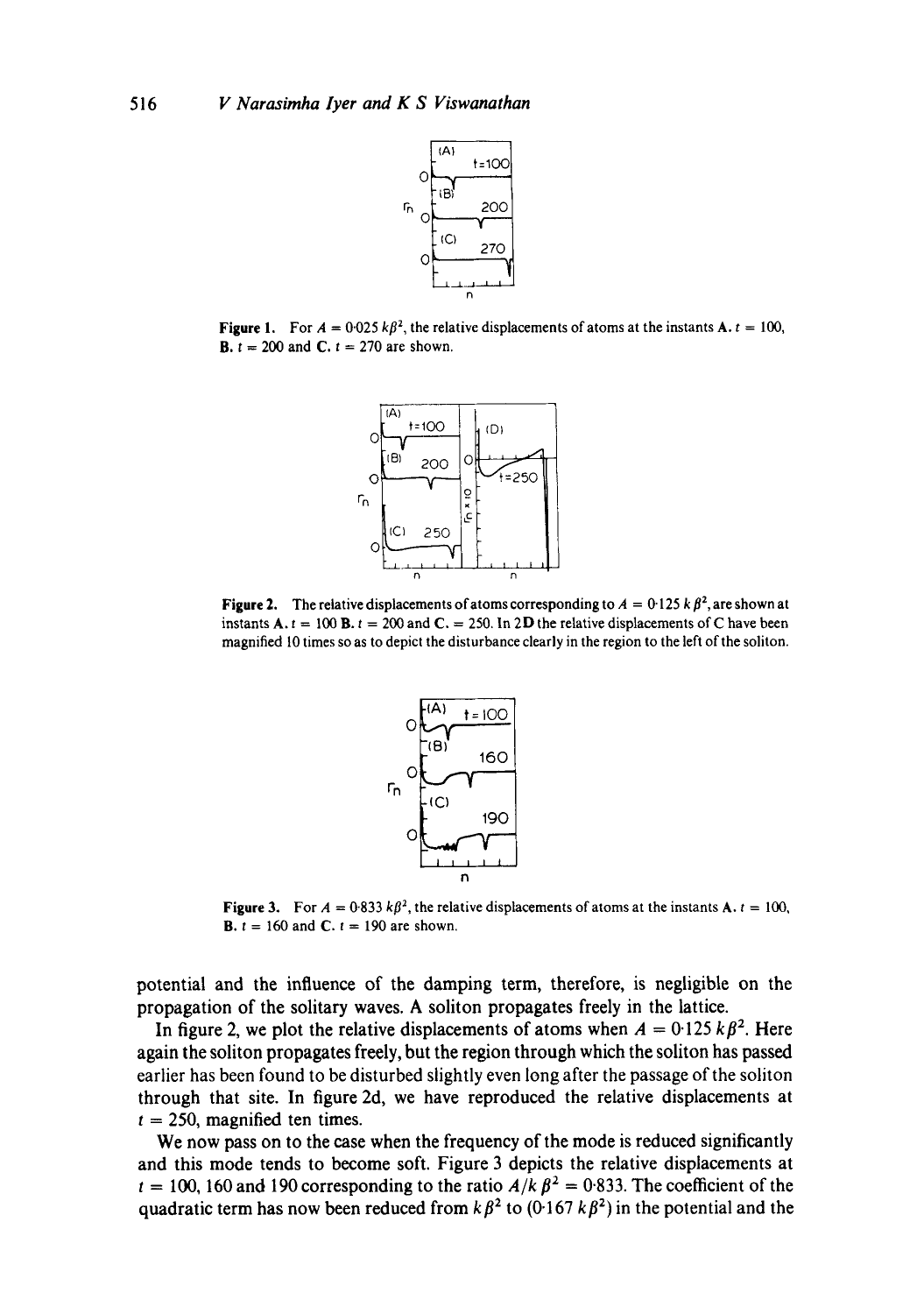**Figure 1.** For $A = 0{\cdot}025\, k\beta^2$, the relative displacements of atoms at the instants **A.** $t = 100$, **B.** $t = 200$ and **C.** $t = 270$ are shown.

**Figure 2.** The relative displacements of atoms corresponding to $A = 0{\cdot}125\, k\beta^2$, are shown at instants **A.** $t = 100$ **B.** $t = 200$ and **C.** $= 250$. In **2D** the relative displacements of C have been magnified 10 times so as to depict the disturbance clearly in the region to the left of the soliton.

**Figure 3.** For $A = 0{\cdot}833\, k\beta^2$, the relative displacements of atoms at the instants **A.** $t = 100$, **B.** $t = 160$ and **C.** $t = 190$ are shown.

potential and the influence of the damping term, therefore, is negligible on the propagation of the solitary waves. A soliton propagates freely in the lattice.

In figure 2, we plot the relative displacements of atoms when $A = 0{\cdot}125\, k\beta^2$. Here again the soliton propagates freely, but the region through which the soliton has passed earlier has been found to be disturbed slightly even long after the passage of the soliton through that site. In figure 2d, we have reproduced the relative displacements at $t = 250$, magnified ten times.

We now pass on to the case when the frequency of the mode is reduced significantly and this mode tends to become soft. Figure 3 depicts the relative displacements at $t = 100$, 160 and 190 corresponding to the ratio $A/k\beta^2 = 0{\cdot}833$. The coefficient of the quadratic term has now been reduced from $k\beta^2$ to $(0{\cdot}167\, k\beta^2)$ in the potential and the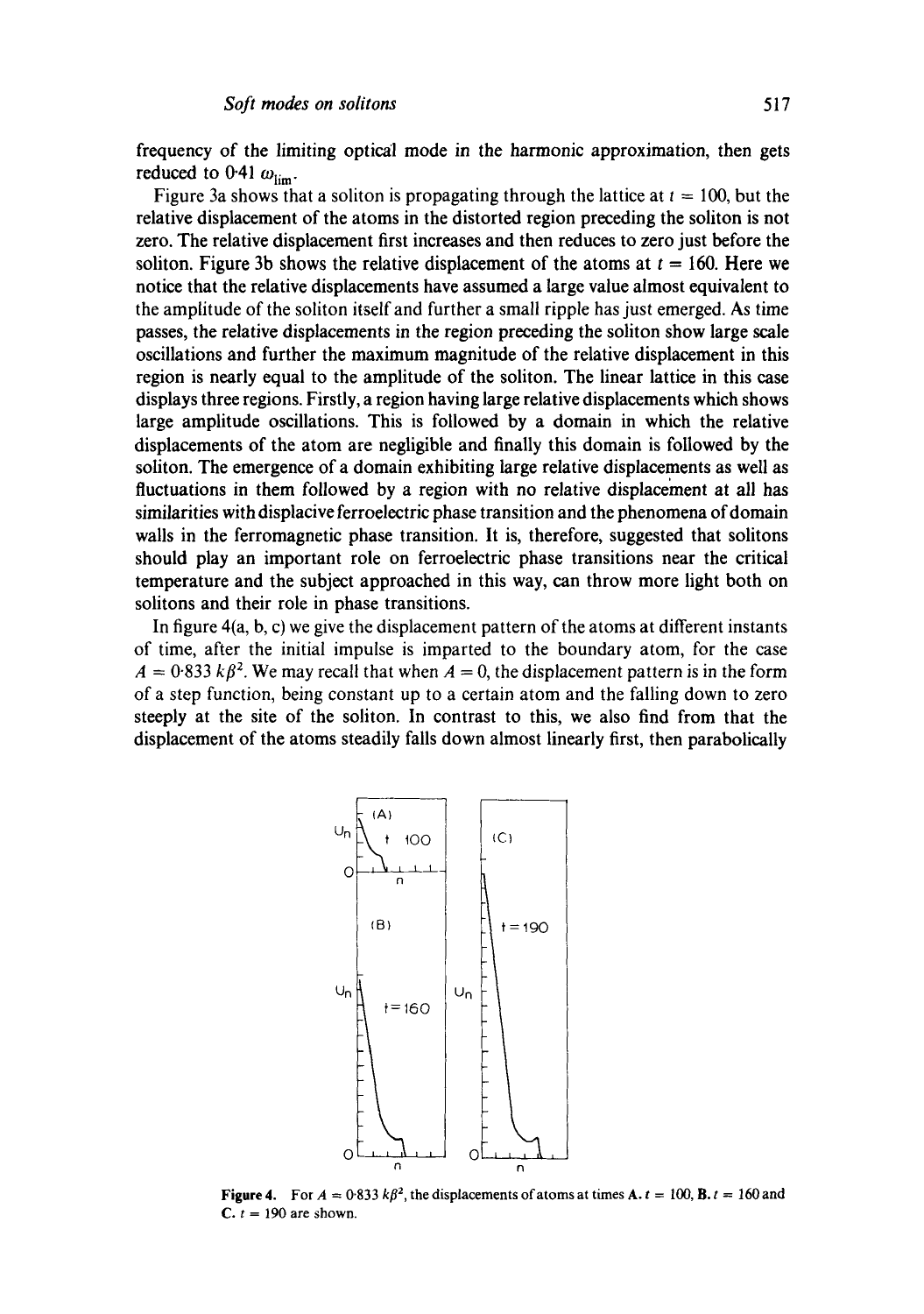frequency of the limiting optical mode in the harmonic approximation, then gets reduced to $0{\cdot}41\ \omega_{\text{lim}}$.

Figure 3a shows that a soliton is propagating through the lattice at $t = 100$, but the relative displacement of the atoms in the distorted region preceding the soliton is not zero. The relative displacement first increases and then reduces to zero just before the soliton. Figure 3b shows the relative displacement of the atoms at $t = 160$. Here we notice that the relative displacements have assumed a large value almost equivalent to the amplitude of the soliton itself and further a small ripple has just emerged. As time passes, the relative displacements in the region preceding the soliton show large scale oscillations and further the maximum magnitude of the relative displacement in this region is nearly equal to the amplitude of the soliton. The linear lattice in this case displays three regions. Firstly, a region having large relative displacements which shows large amplitude oscillations. This is followed by a domain in which the relative displacements of the atom are negligible and finally this domain is followed by the soliton. The emergence of a domain exhibiting large relative displacements as well as fluctuations in them followed by a region with no relative displacement at all has similarities with displacive ferroelectric phase transition and the phenomena of domain walls in the ferromagnetic phase transition. It is, therefore, suggested that solitons should play an important role on ferroelectric phase transitions near the critical temperature and the subject approached in this way, can throw more light both on solitons and their role in phase transitions.

In figure 4(a, b, c) we give the displacement pattern of the atoms at different instants of time, after the initial impulse is imparted to the boundary atom, for the case $A = 0{\cdot}833\ k\beta^2$. We may recall that when $A = 0$, the displacement pattern is in the form of a step function, being constant up to a certain atom and the falling down to zero steeply at the site of the soliton. In contrast to this, we also find from that the displacement of the atoms steadily falls down almost linearly first, then parabolically

**Figure 4.** For $A = 0{\cdot}833\ k\beta^2$, the displacements of atoms at times **A.** $t = 100$, **B.** $t = 160$ and **C.** $t = 190$ are shown.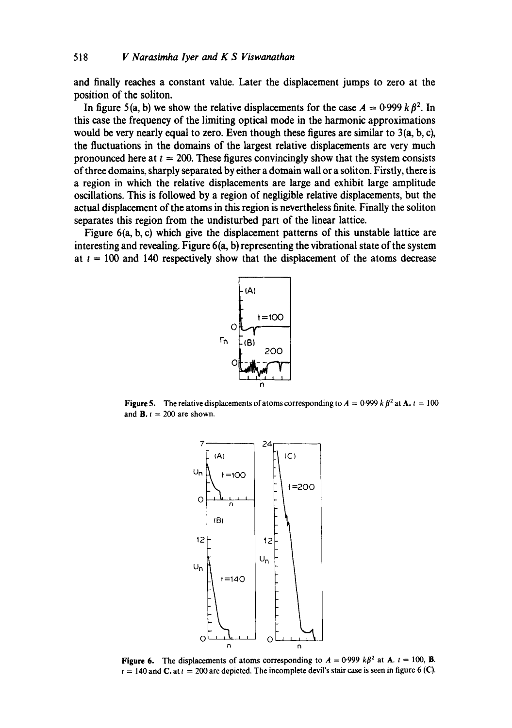and finally reaches a constant value. Later the displacement jumps to zero at the position of the soliton.

In figure 5(a, b) we show the relative displacements for the case $A = 0{\cdot}999\ k\beta^2$. In this case the frequency of the limiting optical mode in the harmonic approximations would be very nearly equal to zero. Even though these figures are similar to 3(a, b, c), the fluctuations in the domains of the largest relative displacements are very much pronounced here at $t = 200$. These figures convincingly show that the system consists of three domains, sharply separated by either a domain wall or a soliton. Firstly, there is a region in which the relative displacements are large and exhibit large amplitude oscillations. This is followed by a region of negligible relative displacements, but the actual displacement of the atoms in this region is nevertheless finite. Finally the soliton separates this region from the undisturbed part of the linear lattice.

Figure 6(a, b, c) which give the displacement patterns of this unstable lattice are interesting and revealing. Figure 6(a, b) representing the vibrational state of the system at $t = 100$ and 140 respectively show that the displacement of the atoms decrease

**Figure 5.** The relative displacements of atoms corresponding to $A = 0{\cdot}999\ k\beta^2$ at **A.** $t = 100$ and **B.** $t = 200$ are shown.

**Figure 6.** The displacements of atoms corresponding to $A = 0{\cdot}999\ k\beta^2$ at **A.** $t = 100$, **B.** $t = 140$ and **C.** at $t = 200$ are depicted. The incomplete devil's stair case is seen in figure 6 (C).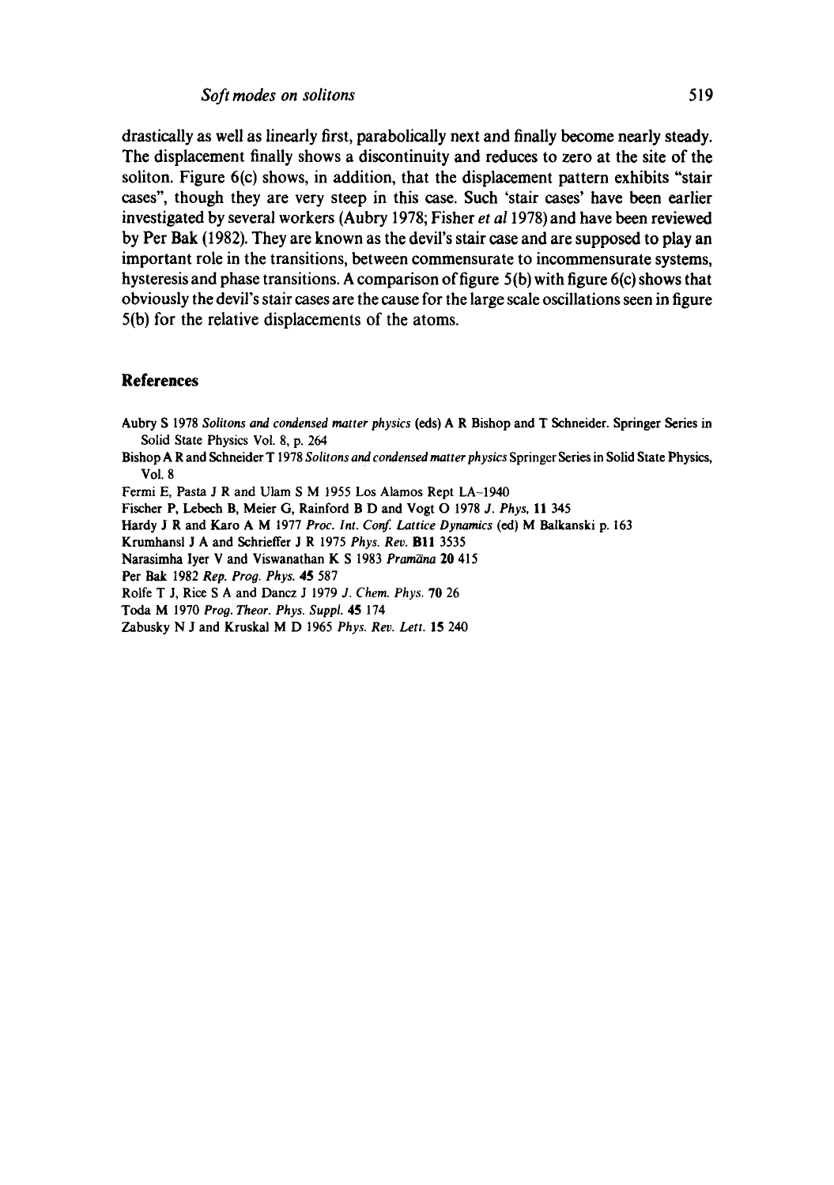drastically as well as linearly first, parabolically next and finally become nearly steady. The displacement finally shows a discontinuity and reduces to zero at the site of the soliton. Figure 6(c) shows, in addition, that the displacement pattern exhibits "stair cases", though they are very steep in this case. Such 'stair cases' have been earlier investigated by several workers (Aubry 1978; Fisher *et al* 1978) and have been reviewed by Per Bak (1982). They are known as the devil's stair case and are supposed to play an important role in the transitions, between commensurate to incommensurate systems, hysteresis and phase transitions. A comparison of figure 5(b) with figure 6(c) shows that obviously the devil's stair cases are the cause for the large scale oscillations seen in figure 5(b) for the relative displacements of the atoms.

## References

Aubry S 1978 *Solitons and condensed matter physics* (eds) A R Bishop and T Schneider. Springer Series in Solid State Physics Vol. 8, p. 264

Bishop A R and Schneider T 1978 *Solitons and condensed matter physics* Springer Series in Solid State Physics, Vol. 8

Fermi E, Pasta J R and Ulam S M 1955 Los Alamos Rept LA–1940

Fischer P, Lebech B, Meier G, Rainford B D and Vogt O 1978 *J. Phys.* **11** 345

Hardy J R and Karo A M 1977 *Proc. Int. Conf. Lattice Dynamics* (ed) M Balkanski p. 163

Krumhansl J A and Schrieffer J R 1975 *Phys. Rev.* **B11** 3535

Narasimha Iyer V and Viswanathan K S 1983 *Pramāna* **20** 415

Per Bak 1982 *Rep. Prog. Phys.* **45** 587

Rolfe T J, Rice S A and Dancz J 1979 *J. Chem. Phys.* **70** 26

Toda M 1970 *Prog. Theor. Phys. Suppl.* **45** 174

Zabusky N J and Kruskal M D 1965 *Phys. Rev. Lett.* **15** 240